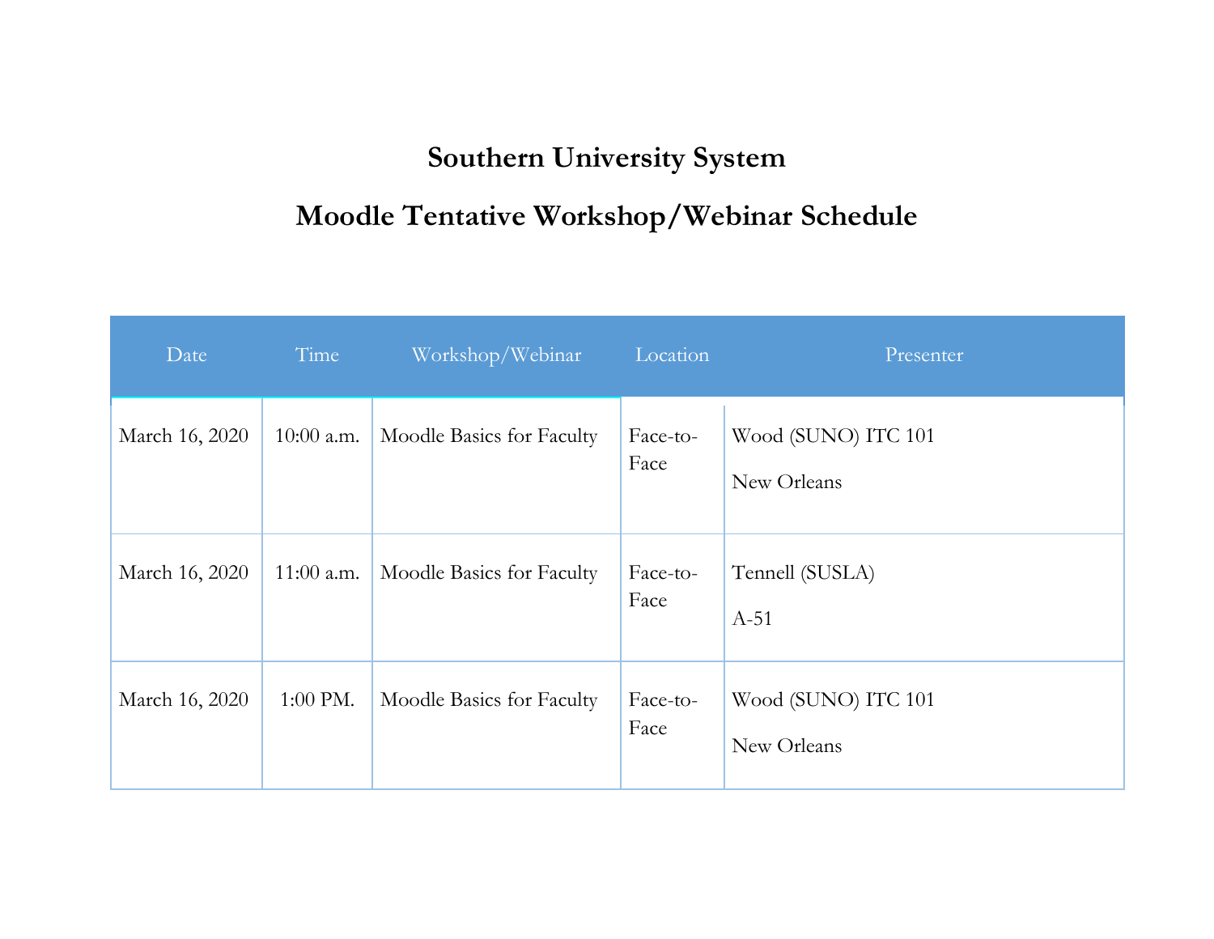# Southern University System

## Moodle Tentative Workshop/Webinar Schedule

| Date | Time | Workshop/Webinar | Location | Presenter |
|---|---|---|---|---|
| March 16, 2020 | 10:00 a.m. | Moodle Basics for Faculty | Face-to-Face | Wood (SUNO) ITC 101<br>New Orleans |
| March 16, 2020 | 11:00 a.m. | Moodle Basics for Faculty | Face-to-Face | Tennell (SUSLA)<br>A-51 |
| March 16, 2020 | 1:00 PM. | Moodle Basics for Faculty | Face-to-Face | Wood (SUNO) ITC 101<br>New Orleans |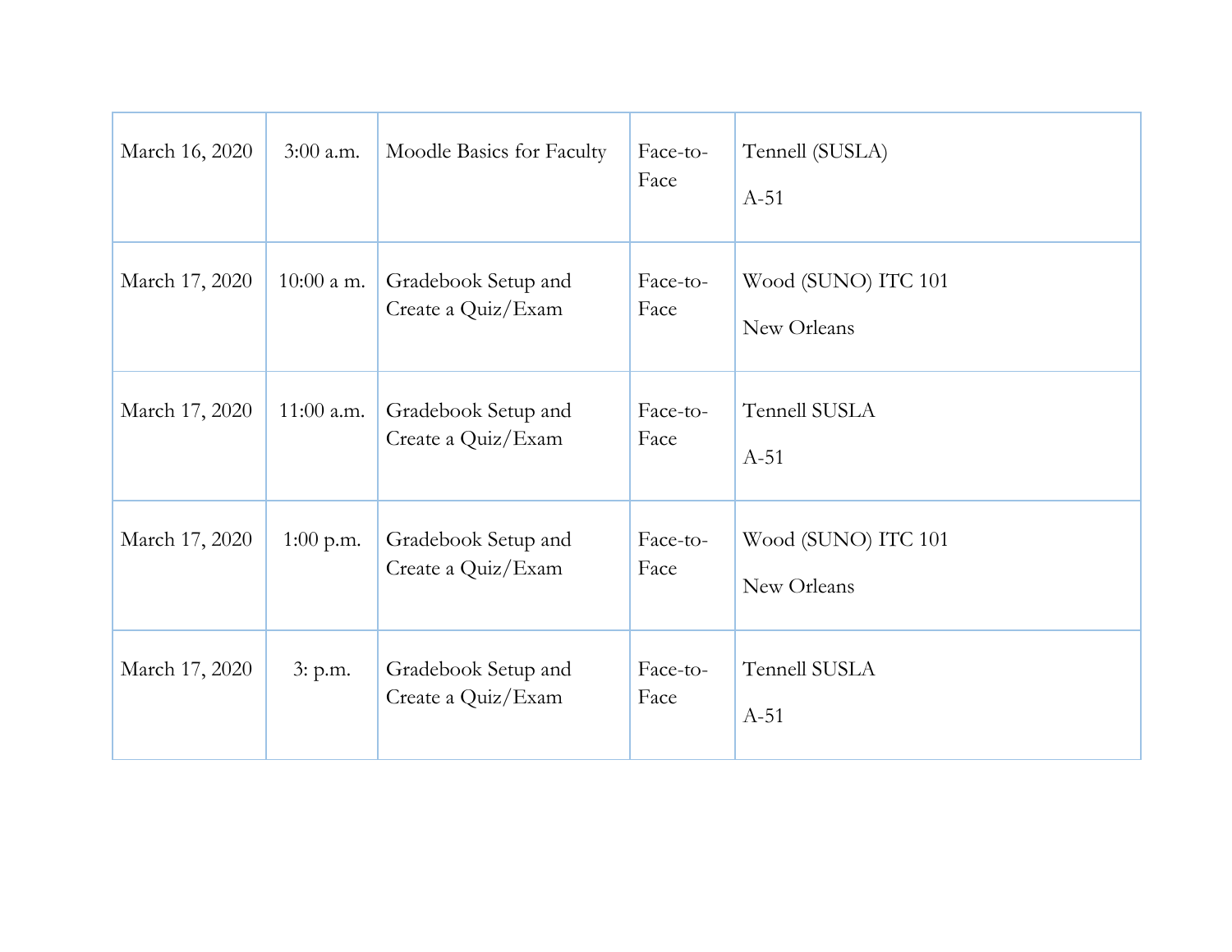| March 16, 2020 | 3:00 a.m. | Moodle Basics for Faculty | Face-to-Face | Tennell (SUSLA) A-51 |
|---|---|---|---|---|
| March 17, 2020 | 10:00 a m. | Gradebook Setup and Create a Quiz/Exam | Face-to-Face | Wood (SUNO) ITC 101 New Orleans |
| March 17, 2020 | 11:00 a.m. | Gradebook Setup and Create a Quiz/Exam | Face-to-Face | Tennell SUSLA A-51 |
| March 17, 2020 | 1:00 p.m. | Gradebook Setup and Create a Quiz/Exam | Face-to-Face | Wood (SUNO) ITC 101 New Orleans |
| March 17, 2020 | 3: p.m. | Gradebook Setup and Create a Quiz/Exam | Face-to-Face | Tennell SUSLA A-51 |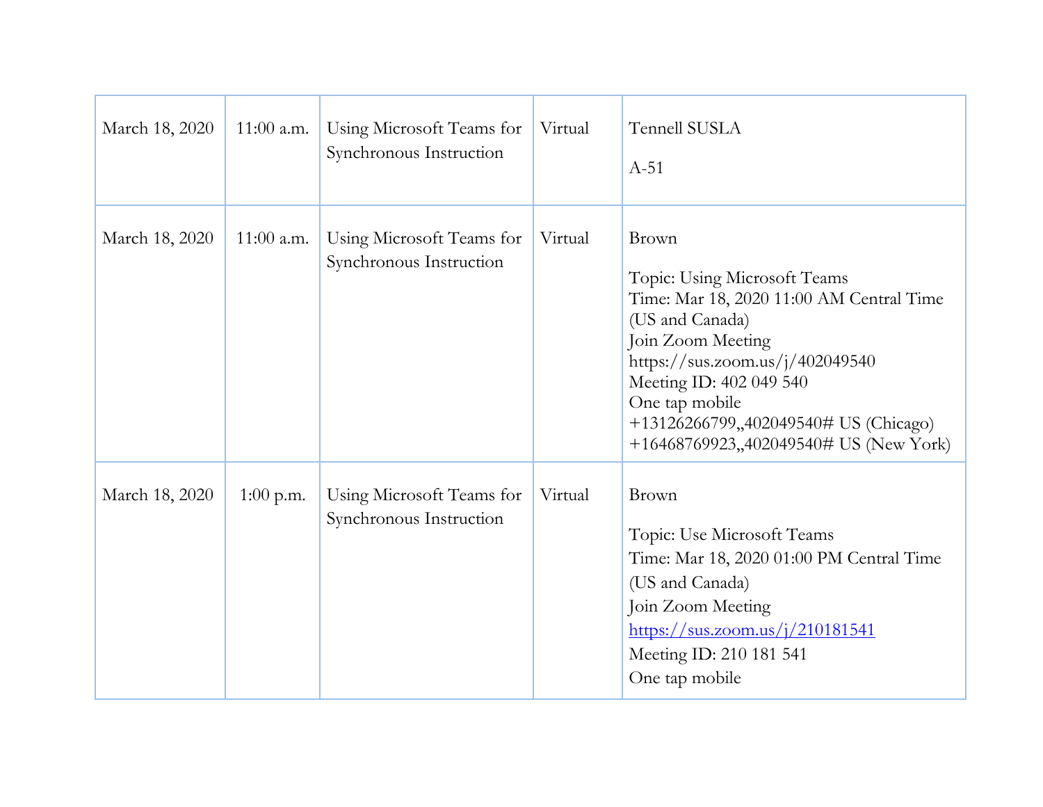| March 18, 2020 | 11:00 a.m. | Using Microsoft Teams for Synchronous Instruction | Virtual | Tennell SUSLA<br><br>A-51 |
|---|---|---|---|---|
| March 18, 2020 | 11:00 a.m. | Using Microsoft Teams for Synchronous Instruction | Virtual | Brown<br><br>Topic: Using Microsoft Teams<br>Time: Mar 18, 2020 11:00 AM Central Time (US and Canada)<br>Join Zoom Meeting<br>https://sus.zoom.us/j/402049540<br>Meeting ID: 402 049 540<br>One tap mobile<br>+13126266799,,402049540# US (Chicago)<br>+16468769923,,402049540# US (New York) |
| March 18, 2020 | 1:00 p.m. | Using Microsoft Teams for Synchronous Instruction | Virtual | Brown<br><br>Topic: Use Microsoft Teams<br>Time: Mar 18, 2020 01:00 PM Central Time (US and Canada)<br>Join Zoom Meeting<br>https://sus.zoom.us/j/210181541<br>Meeting ID: 210 181 541<br>One tap mobile |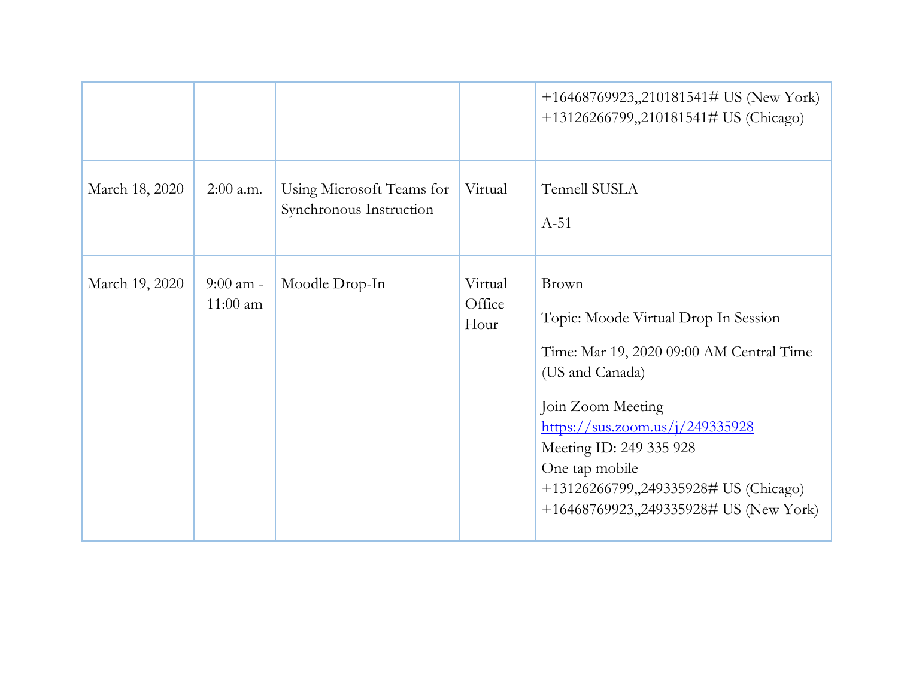| | | | | |
|---|---|---|---|---|
| | | | | +16468769923,,210181541# US (New York)<br>+13126266799,,210181541# US (Chicago) |
| March 18, 2020 | 2:00 a.m. | Using Microsoft Teams for Synchronous Instruction | Virtual | Tennell SUSLA<br><br>A-51 |
| March 19, 2020 | 9:00 am - 11:00 am | Moodle Drop-In | Virtual Office Hour | Brown<br><br>Topic: Moode Virtual Drop In Session<br><br>Time: Mar 19, 2020 09:00 AM Central Time (US and Canada)<br><br>Join Zoom Meeting<br>https://sus.zoom.us/j/249335928<br>Meeting ID: 249 335 928<br>One tap mobile<br>+13126266799,,249335928# US (Chicago)<br>+16468769923,,249335928# US (New York) |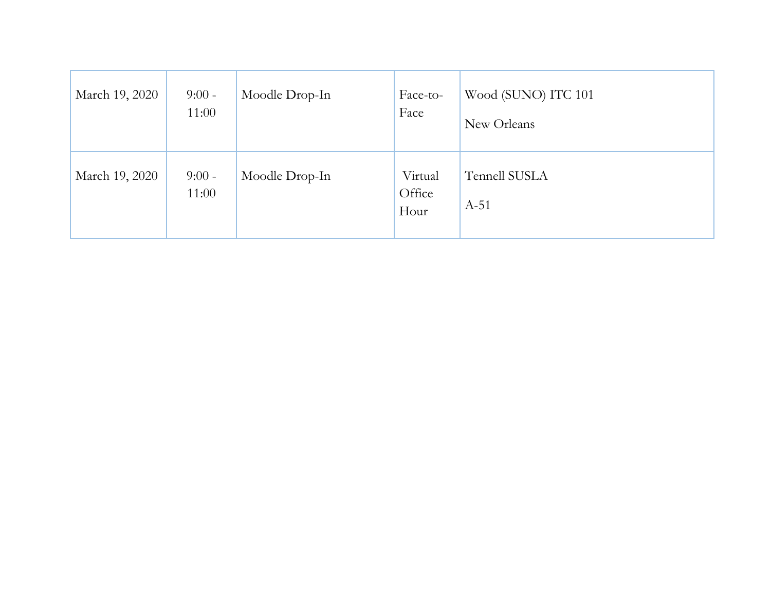| | | | | |
|---|---|---|---|---|
| March 19, 2020 | 9:00 - 11:00 | Moodle Drop-In | Face-to-Face | Wood (SUNO) ITC 101<br>New Orleans |
| March 19, 2020 | 9:00 - 11:00 | Moodle Drop-In | Virtual Office Hour | Tennell SUSLA<br>A-51 |